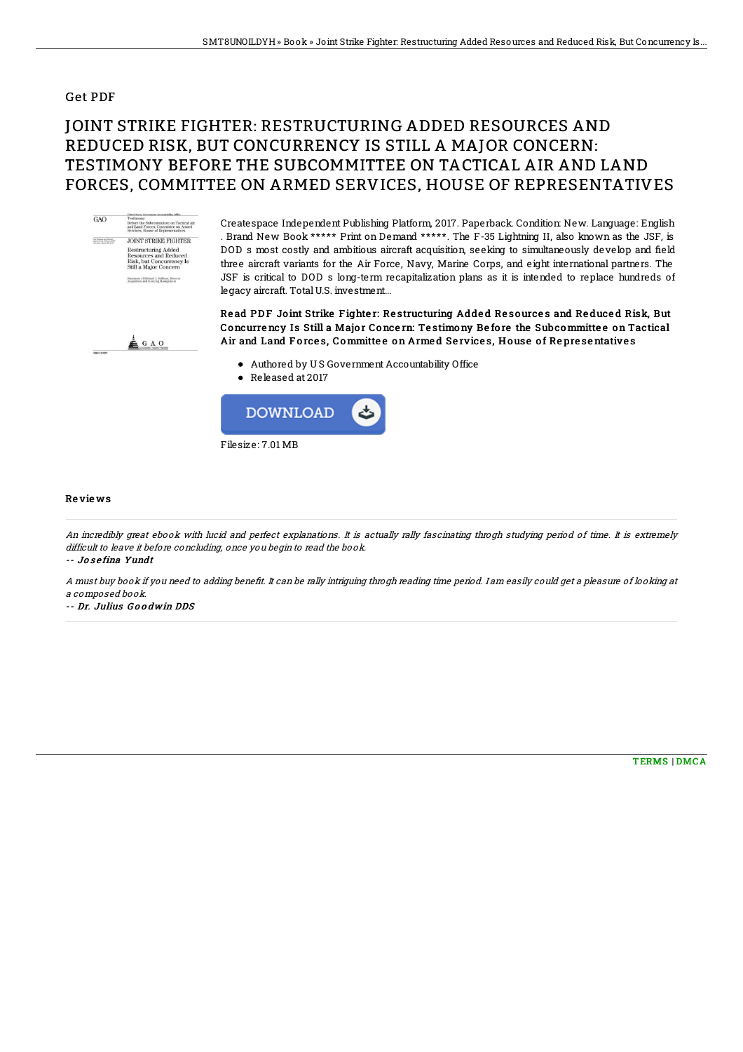## Get PDF

# JOINT STRIKE FIGHTER: RESTRUCTURING ADDED RESOURCES AND REDUCED RISK, BUT CONCURRENCY IS STILL A MAJOR CONCERN: TESTIMONY BEFORE THE SUBCOMMITTEE ON TACTICAL AIR AND LAND FORCES, COMMITTEE ON ARMED SERVICES, HOUSE OF REPRESENTATIVES

Createspace Independent Publishing Platform, 2017. Paperback. Condition: New. Language: English . Brand New Book ***** Print on Demand *****. The F-35 Lightning II, also known as the JSF, is DOD s most costly and ambitious aircraft acquisition, seeking to simultaneously develop and field three aircraft variants for the Air Force, Navy, Marine Corps, and eight international partners. The JSF is critical to DOD s long-term recapitalization plans as it is intended to replace hundreds of legacy aircraft. Total U.S. investment...

**Read PDF Joint Strike Fighter: Restructuring Added Resources and Reduced Risk, But Concurrency Is Still a Major Concern: Testimony Before the Subcommittee on Tactical Air and Land Forces, Committee on Armed Services, House of Representatives**

- Authored by U S Government Accountability Office
- Released at 2017

DOWNLOAD

Filesize: 7.01 MB

### Reviews

*An incredibly great ebook with lucid and perfect explanations. It is actually rally fascinating throgh studying period of time. It is extremely difficult to leave it before concluding, once you begin to read the book.*

*-- Josefina Yundt*

*A must buy book if you need to adding benefit. It can be rally intriguing throgh reading time period. I am easily could get a pleasure of looking at a composed book.*

*-- Dr. Julius Goodwin DDS*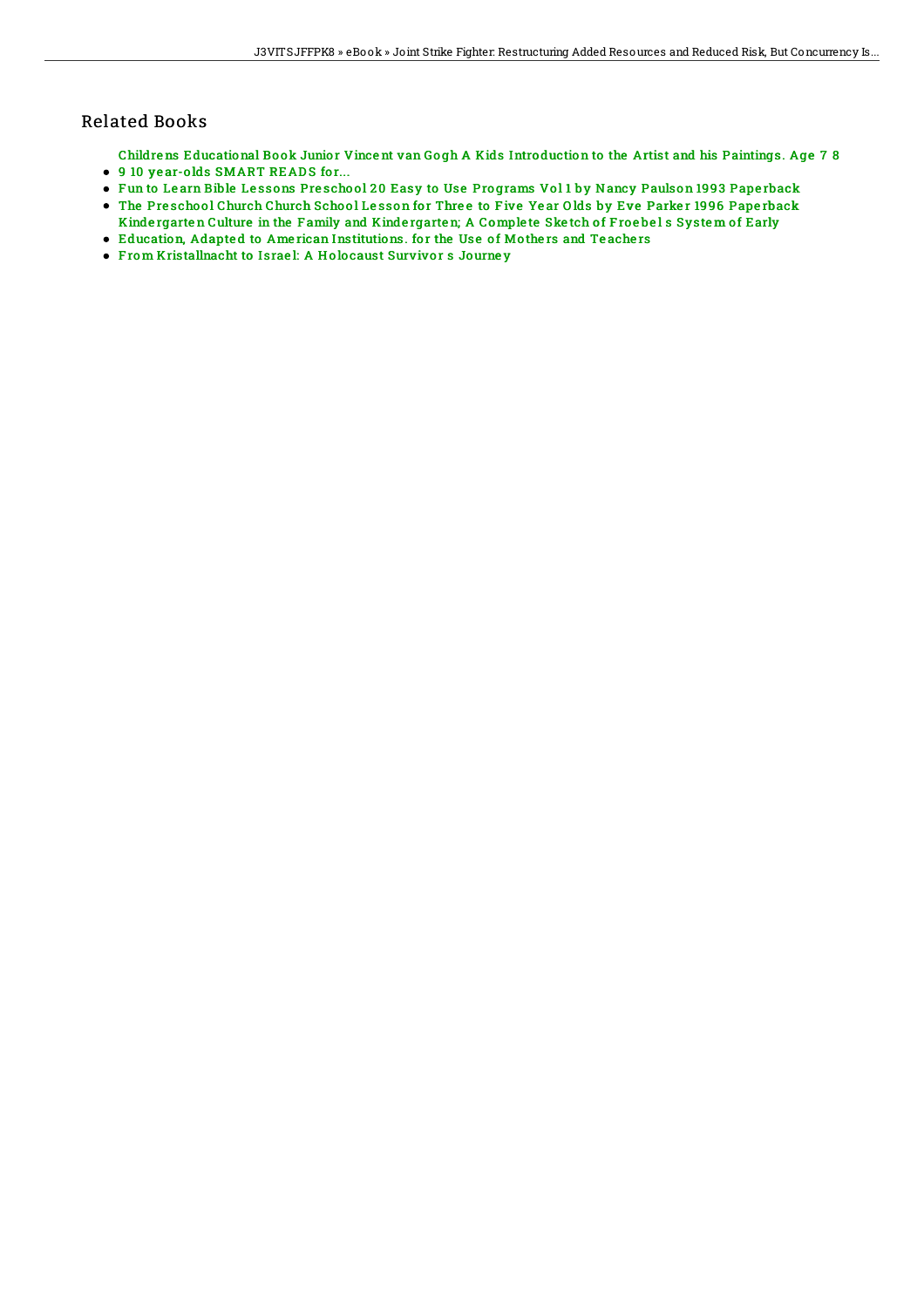## Related Books

- Childrens Educational Book Junior Vincent van Gogh A Kids Introduction to the Artist and his Paintings. Age 7 8 9 10 year-olds SMART READS for...
- Fun to Learn Bible Lessons Preschool 20 Easy to Use Programs Vol 1 by Nancy Paulson 1993 Paperback
- The Preschool Church Church School Lesson for Three to Five Year Olds by Eve Parker 1996 Paperback
- Kindergarten Culture in the Family and Kindergarten; A Complete Sketch of Froebel s System of Early Education, Adapted to American Institutions. for the Use of Mothers and Teachers
- From Kristallnacht to Israel: A Holocaust Survivor s Journey